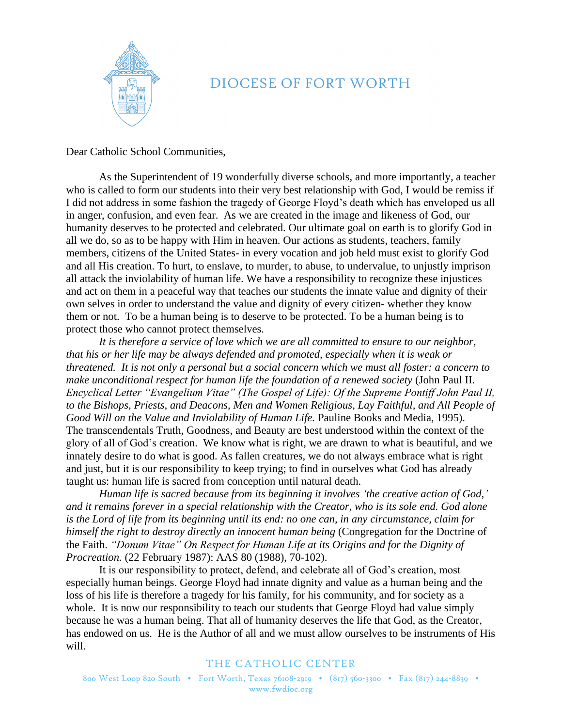# DIOCESE OF FORT WORTH

Dear Catholic School Communities,

As the Superintendent of 19 wonderfully diverse schools, and more importantly, a teacher who is called to form our students into their very best relationship with God, I would be remiss if I did not address in some fashion the tragedy of George Floyd's death which has enveloped us all in anger, confusion, and even fear. As we are created in the image and likeness of God, our humanity deserves to be protected and celebrated. Our ultimate goal on earth is to glorify God in all we do, so as to be happy with Him in heaven. Our actions as students, teachers, family members, citizens of the United States- in every vocation and job held must exist to glorify God and all His creation. To hurt, to enslave, to murder, to abuse, to undervalue, to unjustly imprison all attack the inviolability of human life. We have a responsibility to recognize these injustices and act on them in a peaceful way that teaches our students the innate value and dignity of their own selves in order to understand the value and dignity of every citizen- whether they know them or not. To be a human being is to deserve to be protected. To be a human being is to protect those who cannot protect themselves.

*It is therefore a service of love which we are all committed to ensure to our neighbor, that his or her life may be always defended and promoted, especially when it is weak or threatened. It is not only a personal but a social concern which we must all foster: a concern to make unconditional respect for human life the foundation of a renewed society* (John Paul II. *Encyclical Letter "Evangelium Vitae" (The Gospel of Life): Of the Supreme Pontiff John Paul II, to the Bishops, Priests, and Deacons, Men and Women Religious, Lay Faithful, and All People of Good Will on the Value and Inviolability of Human Life.* Pauline Books and Media, 1995). The transcendentals Truth, Goodness, and Beauty are best understood within the context of the glory of all of God's creation. We know what is right, we are drawn to what is beautiful, and we innately desire to do what is good. As fallen creatures, we do not always embrace what is right and just, but it is our responsibility to keep trying; to find in ourselves what God has already taught us: human life is sacred from conception until natural death.

*Human life is sacred because from its beginning it involves 'the creative action of God,' and it remains forever in a special relationship with the Creator, who is its sole end. God alone is the Lord of life from its beginning until its end: no one can, in any circumstance, claim for himself the right to destroy directly an innocent human being* (Congregation for the Doctrine of the Faith. *"Donum Vitae" On Respect for Human Life at its Origins and for the Dignity of Procreation.* (22 February 1987): AAS 80 (1988), 70-102).

It is our responsibility to protect, defend, and celebrate all of God's creation, most especially human beings. George Floyd had innate dignity and value as a human being and the loss of his life is therefore a tragedy for his family, for his community, and for society as a whole. It is now our responsibility to teach our students that George Floyd had value simply because he was a human being. That all of humanity deserves the life that God, as the Creator, has endowed on us. He is the Author of all and we must allow ourselves to be instruments of His will.

THE CATHOLIC CENTER

800 West Loop 820 South • Fort Worth, Texas 76108-2919 • (817) 560-3300 • Fax (817) 244-8839 • www.fwdioc.org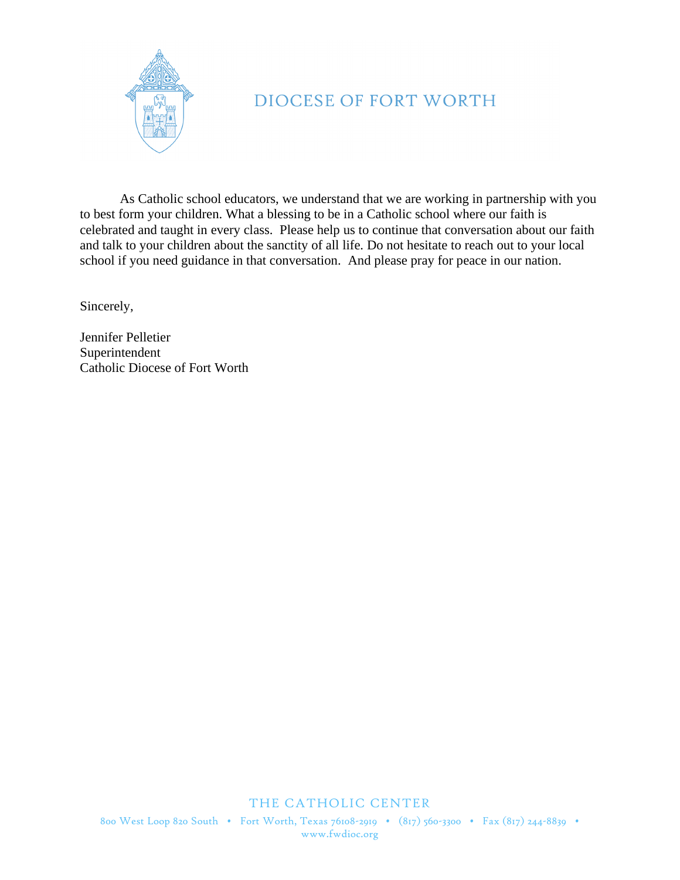# DIOCESE OF FORT WORTH

As Catholic school educators, we understand that we are working in partnership with you to best form your children. What a blessing to be in a Catholic school where our faith is celebrated and taught in every class. Please help us to continue that conversation about our faith and talk to your children about the sanctity of all life. Do not hesitate to reach out to your local school if you need guidance in that conversation. And please pray for peace in our nation.

Sincerely,

Jennifer Pelletier  
Superintendent  
Catholic Diocese of Fort Worth

THE CATHOLIC CENTER

800 West Loop 820 South • Fort Worth, Texas 76108-2919 • (817) 560-3300 • Fax (817) 244-8839 • www.fwdioc.org